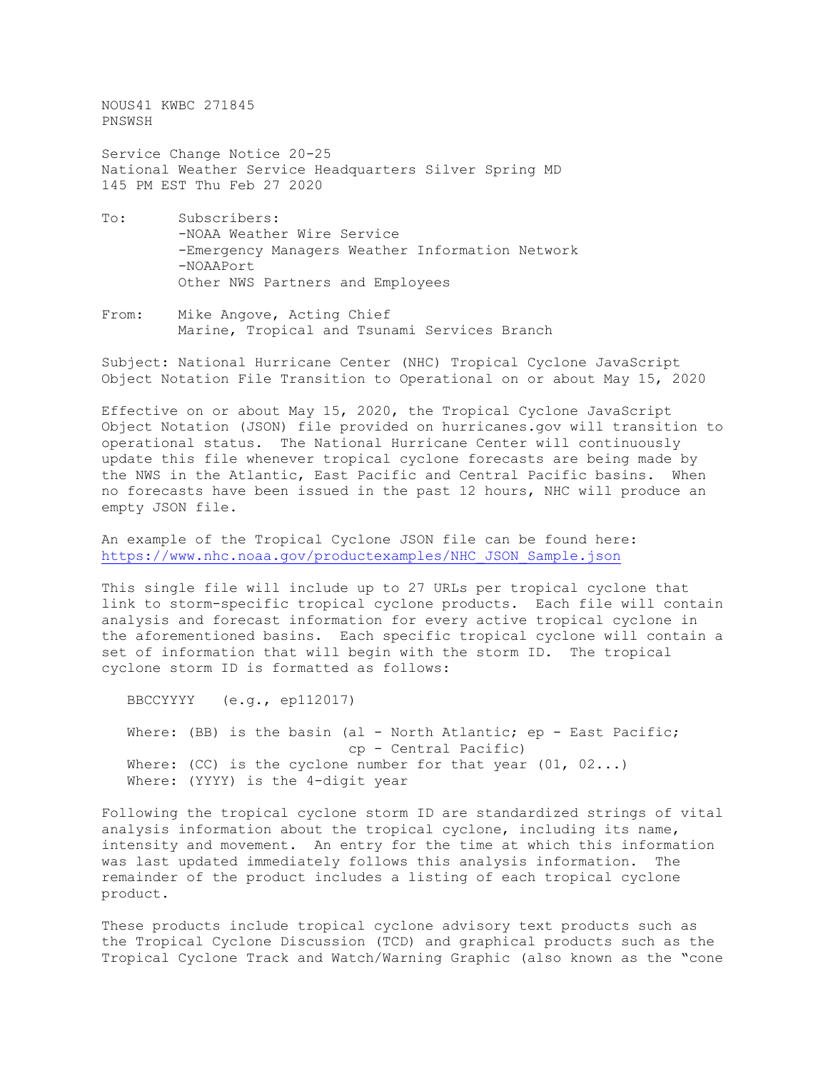NOUS41 KWBC 271845
PNSWSH

Service Change Notice 20-25
National Weather Service Headquarters Silver Spring MD
145 PM EST Thu Feb 27 2020

To: Subscribers:
-NOAA Weather Wire Service
-Emergency Managers Weather Information Network
-NOAAPort
Other NWS Partners and Employees

From: Mike Angove, Acting Chief
Marine, Tropical and Tsunami Services Branch

Subject: National Hurricane Center (NHC) Tropical Cyclone JavaScript Object Notation File Transition to Operational on or about May 15, 2020

Effective on or about May 15, 2020, the Tropical Cyclone JavaScript Object Notation (JSON) file provided on hurricanes.gov will transition to operational status. The National Hurricane Center will continuously update this file whenever tropical cyclone forecasts are being made by the NWS in the Atlantic, East Pacific and Central Pacific basins. When no forecasts have been issued in the past 12 hours, NHC will produce an empty JSON file.

An example of the Tropical Cyclone JSON file can be found here:
https://www.nhc.noaa.gov/productexamples/NHC_JSON_Sample.json

This single file will include up to 27 URLs per tropical cyclone that link to storm-specific tropical cyclone products. Each file will contain analysis and forecast information for every active tropical cyclone in the aforementioned basins. Each specific tropical cyclone will contain a set of information that will begin with the storm ID. The tropical cyclone storm ID is formatted as follows:

```
   BBCCYYYY   (e.g., ep112017)

   Where: (BB) is the basin (al - North Atlantic; ep - East Pacific;
                             cp - Central Pacific)
   Where: (CC) is the cyclone number for that year (01, 02...)
   Where: (YYYY) is the 4-digit year
```

Following the tropical cyclone storm ID are standardized strings of vital analysis information about the tropical cyclone, including its name, intensity and movement. An entry for the time at which this information was last updated immediately follows this analysis information. The remainder of the product includes a listing of each tropical cyclone product.

These products include tropical cyclone advisory text products such as the Tropical Cyclone Discussion (TCD) and graphical products such as the Tropical Cyclone Track and Watch/Warning Graphic (also known as the "cone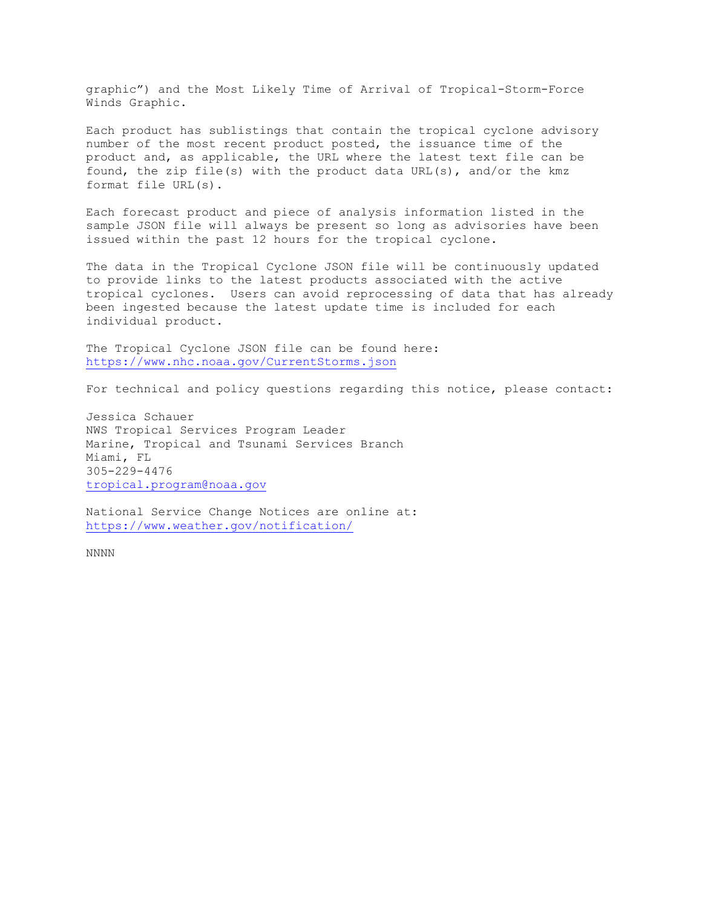graphic") and the Most Likely Time of Arrival of Tropical-Storm-Force Winds Graphic.

Each product has sublistings that contain the tropical cyclone advisory number of the most recent product posted, the issuance time of the product and, as applicable, the URL where the latest text file can be found, the zip file(s) with the product data URL(s), and/or the kmz format file URL(s).

Each forecast product and piece of analysis information listed in the sample JSON file will always be present so long as advisories have been issued within the past 12 hours for the tropical cyclone.

The data in the Tropical Cyclone JSON file will be continuously updated to provide links to the latest products associated with the active tropical cyclones. Users can avoid reprocessing of data that has already been ingested because the latest update time is included for each individual product.

The Tropical Cyclone JSON file can be found here:
https://www.nhc.noaa.gov/CurrentStorms.json

For technical and policy questions regarding this notice, please contact:

Jessica Schauer
NWS Tropical Services Program Leader
Marine, Tropical and Tsunami Services Branch
Miami, FL
305-229-4476
tropical.program@noaa.gov

National Service Change Notices are online at:
https://www.weather.gov/notification/

NNNN